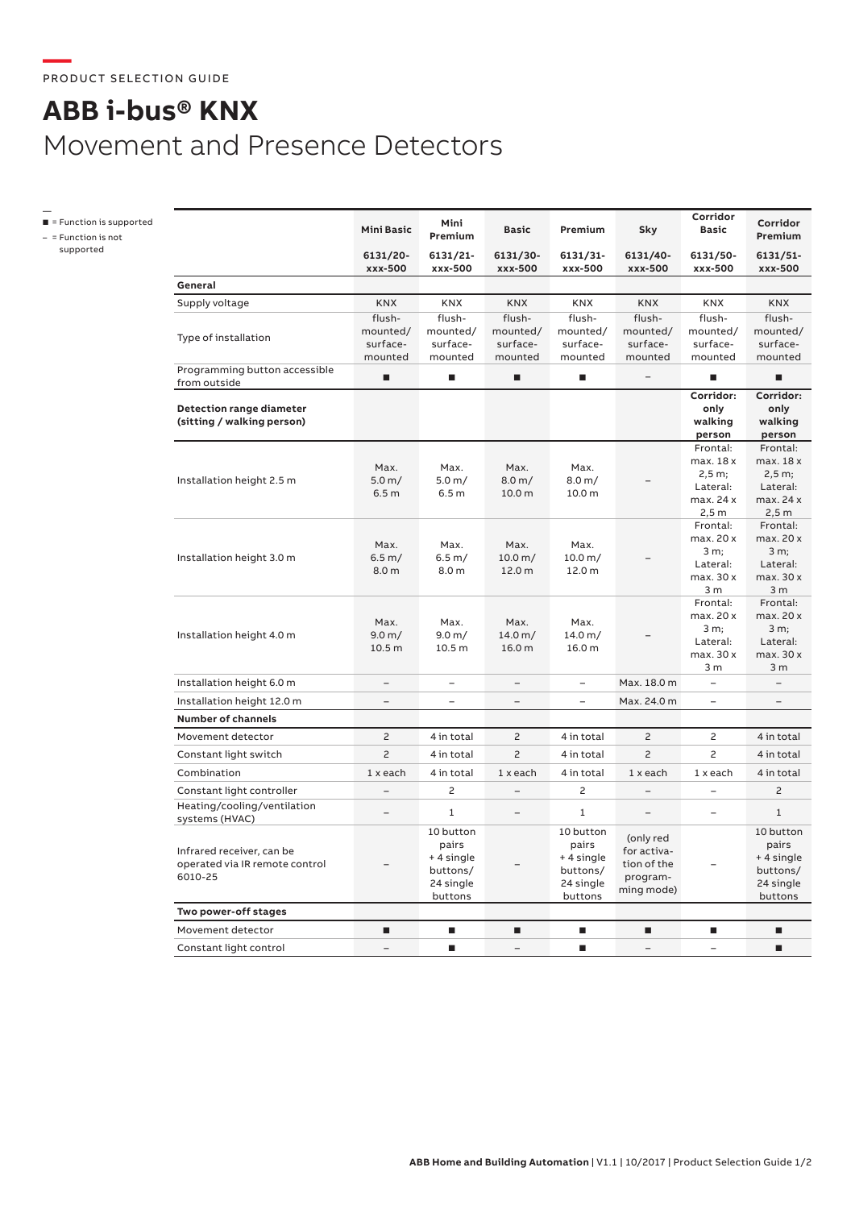PRODUCT SELECTION GUIDE

# ABB i-bus® KNX
## Movement and Presence Detectors

■ = Function is supported
– = Function is not supported

| | Mini Basic 6131/20-xxx-500 | Mini Premium 6131/21-xxx-500 | Basic 6131/30-xxx-500 | Premium 6131/31-xxx-500 | Sky 6131/40-xxx-500 | Corridor Basic 6131/50-xxx-500 | Corridor Premium 6131/51-xxx-500 |
|---|---|---|---|---|---|---|---|
| **General** | | | | | | | |
| Supply voltage | KNX | KNX | KNX | KNX | KNX | KNX | KNX |
| Type of installation | flush-mounted/ surface-mounted | flush-mounted/ surface-mounted | flush-mounted/ surface-mounted | flush-mounted/ surface-mounted | flush-mounted/ surface-mounted | flush-mounted/ surface-mounted | flush-mounted/ surface-mounted |
| Programming button accessible from outside | ■ | ■ | ■ | ■ | – | ■ | ■ |
| **Detection range diameter (sitting / walking person)** | | | | | | **Corridor: only walking person** | **Corridor: only walking person** |
| Installation height 2.5 m | Max. 5.0 m/ 6.5 m | Max. 5.0 m/ 6.5 m | Max. 8.0 m/ 10.0 m | Max. 8.0 m/ 10.0 m | – | Frontal: max. 18 x 2,5 m; Lateral: max. 24 x 2,5 m | Frontal: max. 18 x 2,5 m; Lateral: max. 24 x 2,5 m |
| Installation height 3.0 m | Max. 6.5 m/ 8.0 m | Max. 6.5 m/ 8.0 m | Max. 10.0 m/ 12.0 m | Max. 10.0 m/ 12.0 m | – | Frontal: max. 20 x 3 m; Lateral: max. 30 x 3 m | Frontal: max. 20 x 3 m; Lateral: max. 30 x 3 m |
| Installation height 4.0 m | Max. 9.0 m/ 10.5 m | Max. 9.0 m/ 10.5 m | Max. 14.0 m/ 16.0 m | Max. 14.0 m/ 16.0 m | – | Frontal: max. 20 x 3 m; Lateral: max. 30 x 3 m | Frontal: max. 20 x 3 m; Lateral: max. 30 x 3 m |
| Installation height 6.0 m | – | – | – | – | Max. 18.0 m | – | – |
| Installation height 12.0 m | – | – | – | – | Max. 24.0 m | – | – |
| **Number of channels** | | | | | | | |
| Movement detector | 2 | 4 in total | 2 | 4 in total | 2 | 2 | 4 in total |
| Constant light switch | 2 | 4 in total | 2 | 4 in total | 2 | 2 | 4 in total |
| Combination | 1 x each | 4 in total | 1 x each | 4 in total | 1 x each | 1 x each | 4 in total |
| Constant light controller | – | 2 | – | 2 | – | – | 2 |
| Heating/cooling/ventilation systems (HVAC) | – | 1 | – | 1 | – | – | 1 |
| Infrared receiver, can be operated via IR remote control 6010-25 | – | 10 button pairs + 4 single buttons/ 24 single buttons | – | 10 button pairs + 4 single buttons/ 24 single buttons | (only red for activation of the programming mode) | – | 10 button pairs + 4 single buttons/ 24 single buttons |
| **Two power-off stages** | | | | | | | |
| Movement detector | ■ | ■ | ■ | ■ | ■ | ■ | ■ |
| Constant light control | – | ■ | – | ■ | – | – | ■ |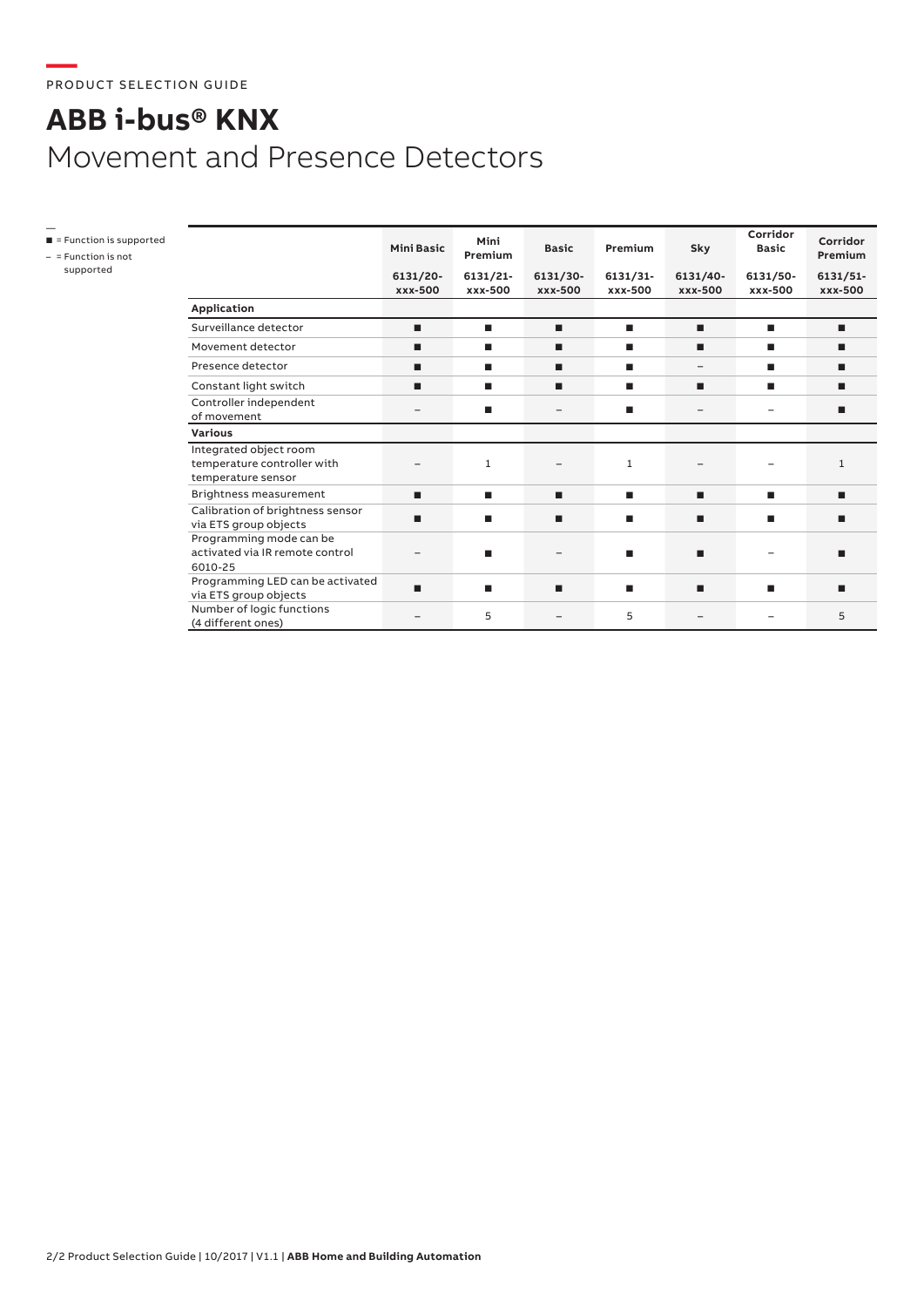PRODUCT SELECTION GUIDE

# ABB i-bus® KNX

## Movement and Presence Detectors

■ = Function is supported
– = Function is not supported

| | Mini Basic 6131/20-xxx-500 | Mini Premium 6131/21-xxx-500 | Basic 6131/30-xxx-500 | Premium 6131/31-xxx-500 | Sky 6131/40-xxx-500 | Corridor Basic 6131/50-xxx-500 | Corridor Premium 6131/51-xxx-500 |
|---|---|---|---|---|---|---|---|
| **Application** | | | | | | | |
| Surveillance detector | ■ | ■ | ■ | ■ | ■ | ■ | ■ |
| Movement detector | ■ | ■ | ■ | ■ | ■ | ■ | ■ |
| Presence detector | ■ | ■ | ■ | ■ | – | ■ | ■ |
| Constant light switch | ■ | ■ | ■ | ■ | ■ | ■ | ■ |
| Controller independent of movement | – | ■ | – | ■ | – | – | ■ |
| **Various** | | | | | | | |
| Integrated object room temperature controller with temperature sensor | – | 1 | – | 1 | – | – | 1 |
| Brightness measurement | ■ | ■ | ■ | ■ | ■ | ■ | ■ |
| Calibration of brightness sensor via ETS group objects | ■ | ■ | ■ | ■ | ■ | ■ | ■ |
| Programming mode can be activated via IR remote control 6010-25 | – | ■ | – | ■ | ■ | – | ■ |
| Programming LED can be activated via ETS group objects | ■ | ■ | ■ | ■ | ■ | ■ | ■ |
| Number of logic functions (4 different ones) | – | 5 | – | 5 | – | – | 5 |